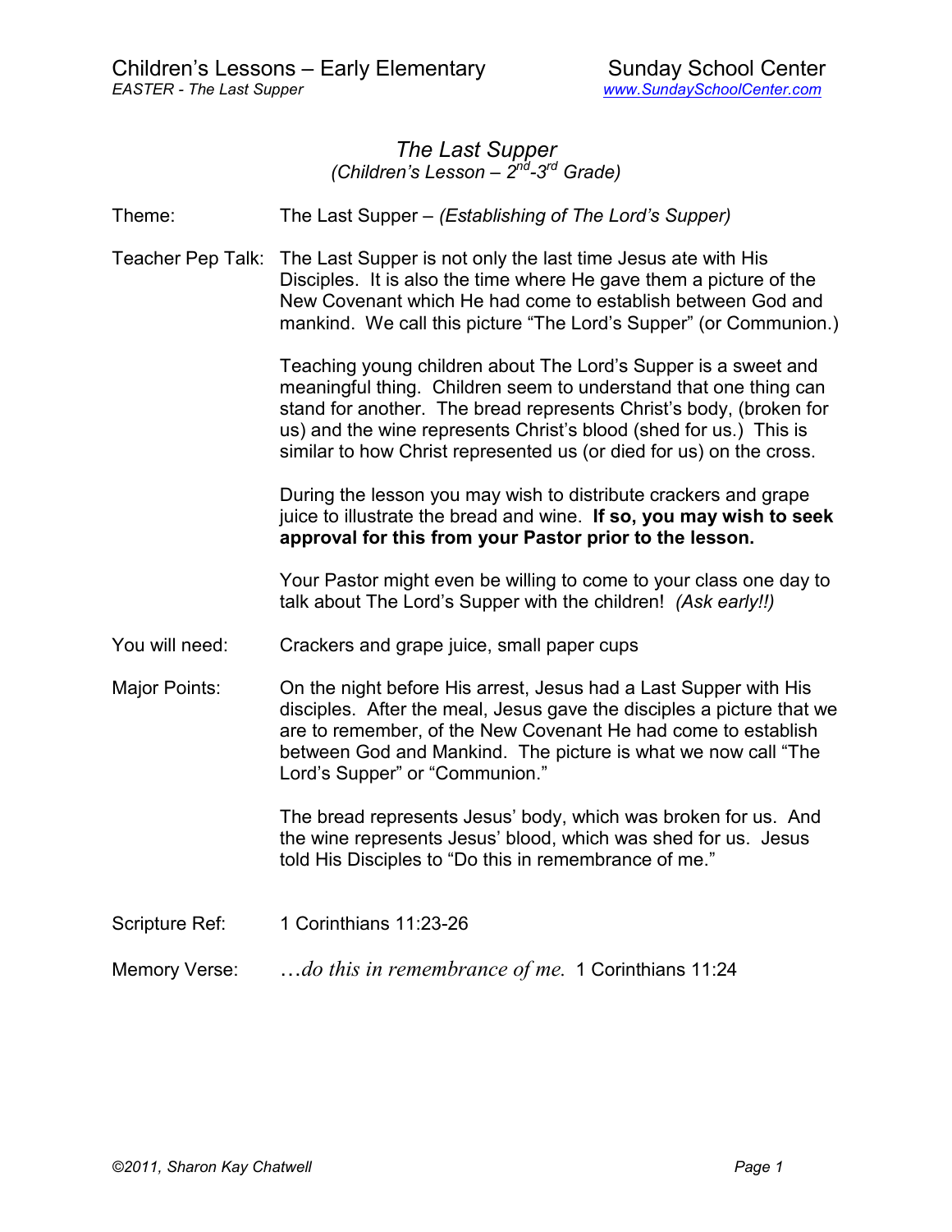# *The Last Supper*

*(Children's Lesson – 2nd-3rd Grade)*

**Theme:** The Last Supper – *(Establishing of The Lord's Supper)*

**Teacher Pep Talk:** The Last Supper is not only the last time Jesus ate with His Disciples. It is also the time where He gave them a picture of the New Covenant which He had come to establish between God and mankind. We call this picture "The Lord's Supper" (or Communion.)

Teaching young children about The Lord's Supper is a sweet and meaningful thing. Children seem to understand that one thing can stand for another. The bread represents Christ's body, (broken for us) and the wine represents Christ's blood (shed for us.) This is similar to how Christ represented us (or died for us) on the cross.

During the lesson you may wish to distribute crackers and grape juice to illustrate the bread and wine. **If so, you may wish to seek approval for this from your Pastor prior to the lesson.**

Your Pastor might even be willing to come to your class one day to talk about The Lord's Supper with the children! *(Ask early!!)*

**You will need:** Crackers and grape juice, small paper cups

**Major Points:** On the night before His arrest, Jesus had a Last Supper with His disciples. After the meal, Jesus gave the disciples a picture that we are to remember, of the New Covenant He had come to establish between God and Mankind. The picture is what we now call "The Lord's Supper" or "Communion."

The bread represents Jesus' body, which was broken for us. And the wine represents Jesus' blood, which was shed for us. Jesus told His Disciples to "Do this in remembrance of me."

**Scripture Ref:** 1 Corinthians 11:23-26

**Memory Verse:** *…do this in remembrance of me.* 1 Corinthians 11:24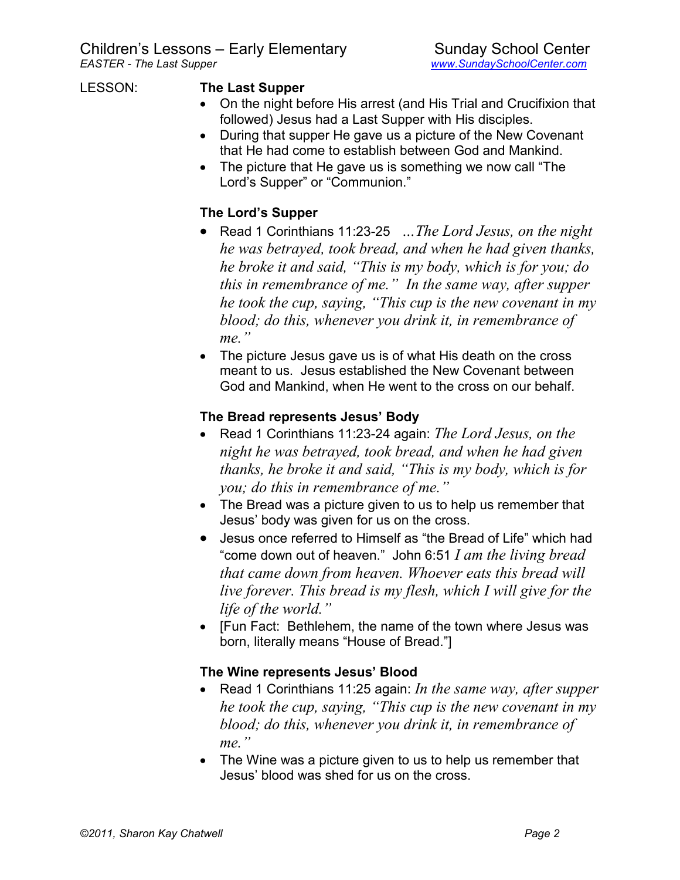LESSON:

## The Last Supper

- On the night before His arrest (and His Trial and Crucifixion that followed) Jesus had a Last Supper with His disciples.
- During that supper He gave us a picture of the New Covenant that He had come to establish between God and Mankind.
- The picture that He gave us is something we now call "The Lord's Supper" or "Communion."

## The Lord's Supper

- Read 1 Corinthians 11:23-25 *…The Lord Jesus, on the night he was betrayed, took bread, and when he had given thanks, he broke it and said, "This is my body, which is for you; do this in remembrance of me." In the same way, after supper he took the cup, saying, "This cup is the new covenant in my blood; do this, whenever you drink it, in remembrance of me."*
- The picture Jesus gave us is of what His death on the cross meant to us. Jesus established the New Covenant between God and Mankind, when He went to the cross on our behalf.

## The Bread represents Jesus' Body

- Read 1 Corinthians 11:23-24 again: *The Lord Jesus, on the night he was betrayed, took bread, and when he had given thanks, he broke it and said, "This is my body, which is for you; do this in remembrance of me."*
- The Bread was a picture given to us to help us remember that Jesus' body was given for us on the cross.
- Jesus once referred to Himself as "the Bread of Life" which had "come down out of heaven." John 6:51 *I am the living bread that came down from heaven. Whoever eats this bread will live forever. This bread is my flesh, which I will give for the life of the world."*
- [Fun Fact: Bethlehem, the name of the town where Jesus was born, literally means "House of Bread."]

## The Wine represents Jesus' Blood

- Read 1 Corinthians 11:25 again: *In the same way, after supper he took the cup, saying, "This cup is the new covenant in my blood; do this, whenever you drink it, in remembrance of me."*
- The Wine was a picture given to us to help us remember that Jesus' blood was shed for us on the cross.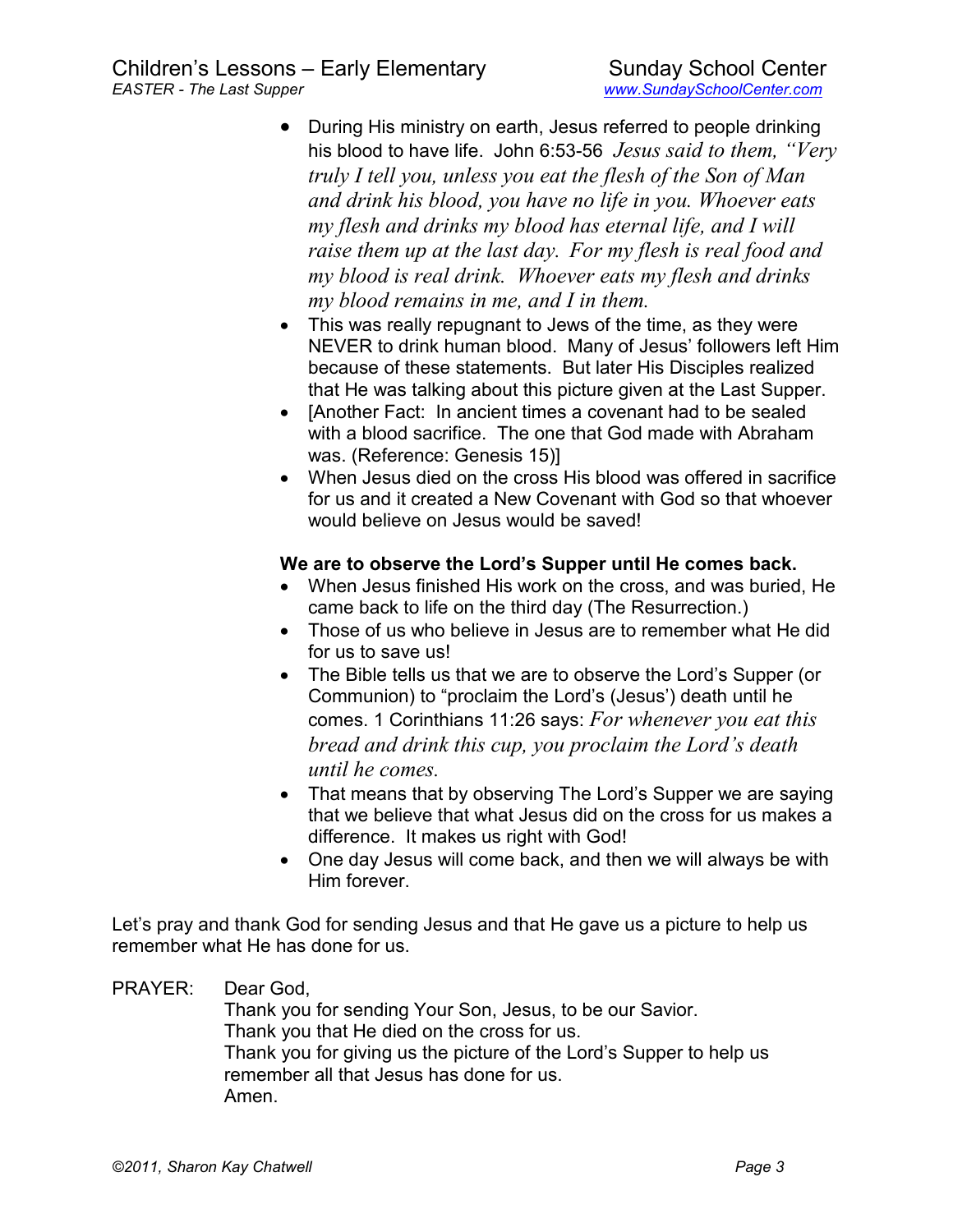- During His ministry on earth, Jesus referred to people drinking his blood to have life. John 6:53-56 *Jesus said to them, "Very truly I tell you, unless you eat the flesh of the Son of Man and drink his blood, you have no life in you. Whoever eats my flesh and drinks my blood has eternal life, and I will raise them up at the last day. For my flesh is real food and my blood is real drink. Whoever eats my flesh and drinks my blood remains in me, and I in them.*
- This was really repugnant to Jews of the time, as they were NEVER to drink human blood. Many of Jesus' followers left Him because of these statements. But later His Disciples realized that He was talking about this picture given at the Last Supper.
- [Another Fact: In ancient times a covenant had to be sealed with a blood sacrifice. The one that God made with Abraham was. (Reference: Genesis 15)]
- When Jesus died on the cross His blood was offered in sacrifice for us and it created a New Covenant with God so that whoever would believe on Jesus would be saved!

**We are to observe the Lord's Supper until He comes back.**

- When Jesus finished His work on the cross, and was buried, He came back to life on the third day (The Resurrection.)
- Those of us who believe in Jesus are to remember what He did for us to save us!
- The Bible tells us that we are to observe the Lord's Supper (or Communion) to "proclaim the Lord's (Jesus') death until he comes. 1 Corinthians 11:26 says: *For whenever you eat this bread and drink this cup, you proclaim the Lord's death until he comes.*
- That means that by observing The Lord's Supper we are saying that we believe that what Jesus did on the cross for us makes a difference. It makes us right with God!
- One day Jesus will come back, and then we will always be with Him forever.

Let's pray and thank God for sending Jesus and that He gave us a picture to help us remember what He has done for us.

PRAYER: Dear God,
Thank you for sending Your Son, Jesus, to be our Savior.
Thank you that He died on the cross for us.
Thank you for giving us the picture of the Lord's Supper to help us remember all that Jesus has done for us.
Amen.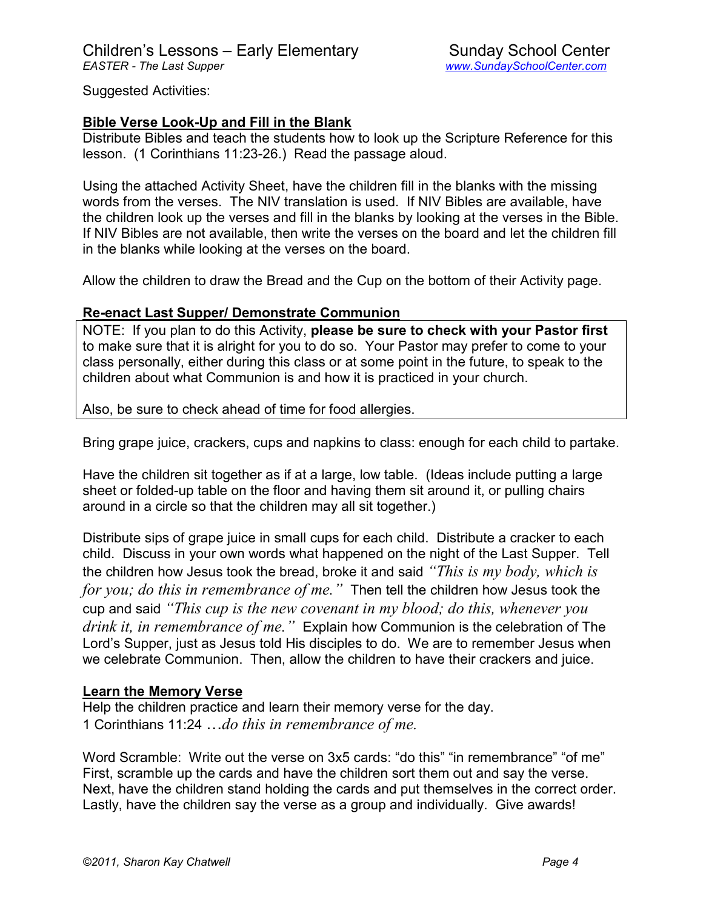Suggested Activities:

**Bible Verse Look-Up and Fill in the Blank**

Distribute Bibles and teach the students how to look up the Scripture Reference for this lesson. (1 Corinthians 11:23-26.) Read the passage aloud.

Using the attached Activity Sheet, have the children fill in the blanks with the missing words from the verses. The NIV translation is used. If NIV Bibles are available, have the children look up the verses and fill in the blanks by looking at the verses in the Bible. If NIV Bibles are not available, then write the verses on the board and let the children fill in the blanks while looking at the verses on the board.

Allow the children to draw the Bread and the Cup on the bottom of their Activity page.

**Re-enact Last Supper/ Demonstrate Communion**

NOTE: If you plan to do this Activity, **please be sure to check with your Pastor first** to make sure that it is alright for you to do so. Your Pastor may prefer to come to your class personally, either during this class or at some point in the future, to speak to the children about what Communion is and how it is practiced in your church.

Also, be sure to check ahead of time for food allergies.

Bring grape juice, crackers, cups and napkins to class: enough for each child to partake.

Have the children sit together as if at a large, low table. (Ideas include putting a large sheet or folded-up table on the floor and having them sit around it, or pulling chairs around in a circle so that the children may all sit together.)

Distribute sips of grape juice in small cups for each child. Distribute a cracker to each child. Discuss in your own words what happened on the night of the Last Supper. Tell the children how Jesus took the bread, broke it and said *"This is my body, which is for you; do this in remembrance of me."* Then tell the children how Jesus took the cup and said *"This cup is the new covenant in my blood; do this, whenever you drink it, in remembrance of me."* Explain how Communion is the celebration of The Lord's Supper, just as Jesus told His disciples to do. We are to remember Jesus when we celebrate Communion. Then, allow the children to have their crackers and juice.

**Learn the Memory Verse**

Help the children practice and learn their memory verse for the day.
1 Corinthians 11:24 …*do this in remembrance of me.*

Word Scramble: Write out the verse on 3x5 cards: "do this" "in remembrance" "of me" First, scramble up the cards and have the children sort them out and say the verse. Next, have the children stand holding the cards and put themselves in the correct order. Lastly, have the children say the verse as a group and individually. Give awards!

*©2011, Sharon Kay Chatwell*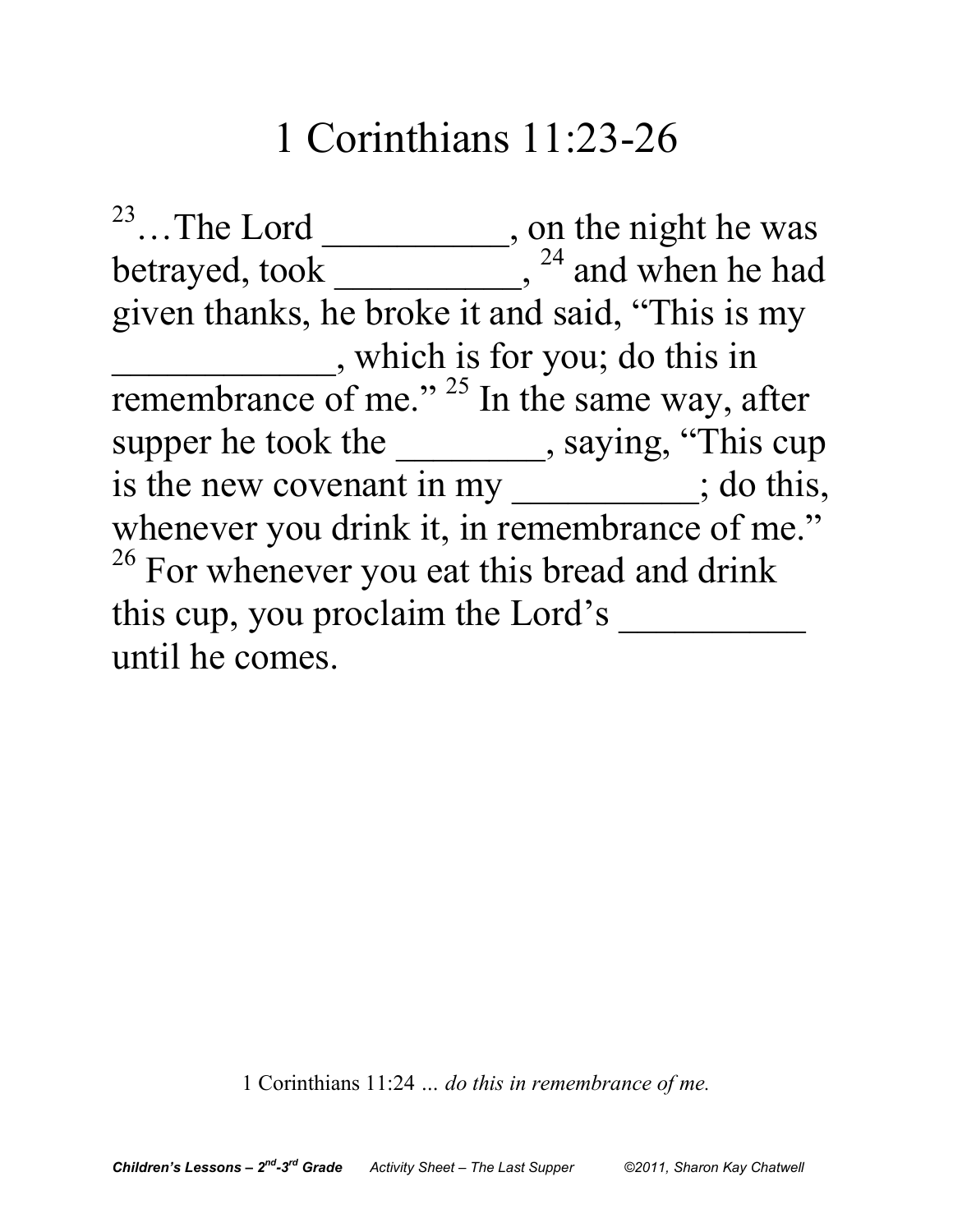# 1 Corinthians 11:23-26

[23] …The Lord __________, on the night he was betrayed, took __________, [24] and when he had given thanks, he broke it and said, "This is my ____________, which is for you; do this in remembrance of me." [25] In the same way, after supper he took the ________, saying, "This cup is the new covenant in my __________; do this, whenever you drink it, in remembrance of me." [26] For whenever you eat this bread and drink this cup, you proclaim the Lord's __________ until he comes.

1 Corinthians 11:24 *… do this in remembrance of me.*